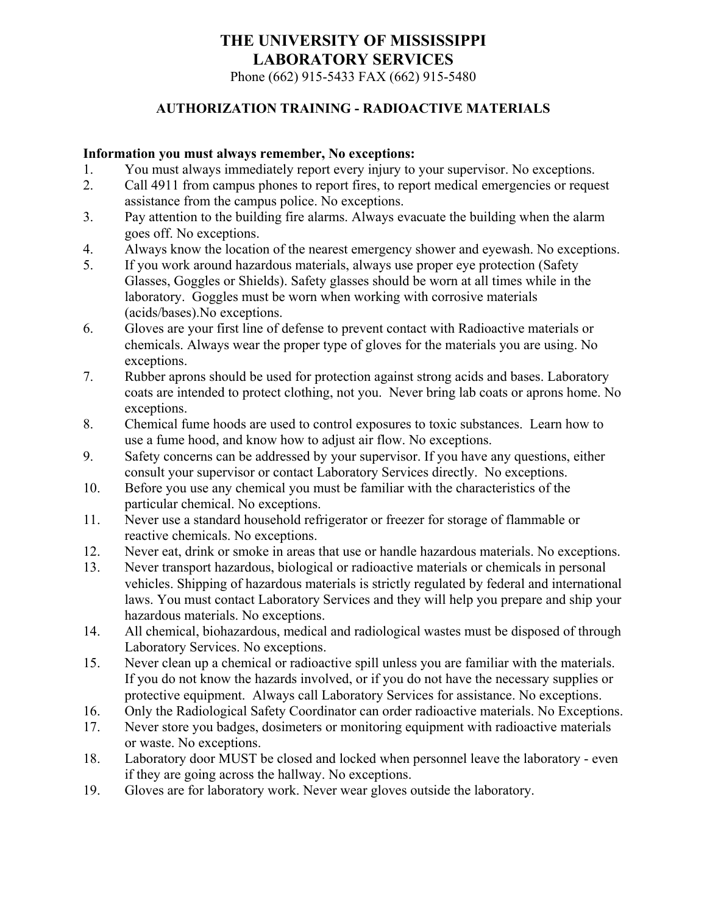# THE UNIVERSITY OF MISSISSIPPI
# LABORATORY SERVICES

Phone (662) 915-5433 FAX (662) 915-5480

## AUTHORIZATION TRAINING - RADIOACTIVE MATERIALS

**Information you must always remember, No exceptions:**

1. You must always immediately report every injury to your supervisor. No exceptions.
2. Call 4911 from campus phones to report fires, to report medical emergencies or request assistance from the campus police. No exceptions.
3. Pay attention to the building fire alarms. Always evacuate the building when the alarm goes off. No exceptions.
4. Always know the location of the nearest emergency shower and eyewash. No exceptions.
5. If you work around hazardous materials, always use proper eye protection (Safety Glasses, Goggles or Shields). Safety glasses should be worn at all times while in the laboratory. Goggles must be worn when working with corrosive materials (acids/bases).No exceptions.
6. Gloves are your first line of defense to prevent contact with Radioactive materials or chemicals. Always wear the proper type of gloves for the materials you are using. No exceptions.
7. Rubber aprons should be used for protection against strong acids and bases. Laboratory coats are intended to protect clothing, not you. Never bring lab coats or aprons home. No exceptions.
8. Chemical fume hoods are used to control exposures to toxic substances. Learn how to use a fume hood, and know how to adjust air flow. No exceptions.
9. Safety concerns can be addressed by your supervisor. If you have any questions, either consult your supervisor or contact Laboratory Services directly. No exceptions.
10. Before you use any chemical you must be familiar with the characteristics of the particular chemical. No exceptions.
11. Never use a standard household refrigerator or freezer for storage of flammable or reactive chemicals. No exceptions.
12. Never eat, drink or smoke in areas that use or handle hazardous materials. No exceptions.
13. Never transport hazardous, biological or radioactive materials or chemicals in personal vehicles. Shipping of hazardous materials is strictly regulated by federal and international laws. You must contact Laboratory Services and they will help you prepare and ship your hazardous materials. No exceptions.
14. All chemical, biohazardous, medical and radiological wastes must be disposed of through Laboratory Services. No exceptions.
15. Never clean up a chemical or radioactive spill unless you are familiar with the materials. If you do not know the hazards involved, or if you do not have the necessary supplies or protective equipment. Always call Laboratory Services for assistance. No exceptions.
16. Only the Radiological Safety Coordinator can order radioactive materials. No Exceptions.
17. Never store you badges, dosimeters or monitoring equipment with radioactive materials or waste. No exceptions.
18. Laboratory door MUST be closed and locked when personnel leave the laboratory - even if they are going across the hallway. No exceptions.
19. Gloves are for laboratory work. Never wear gloves outside the laboratory.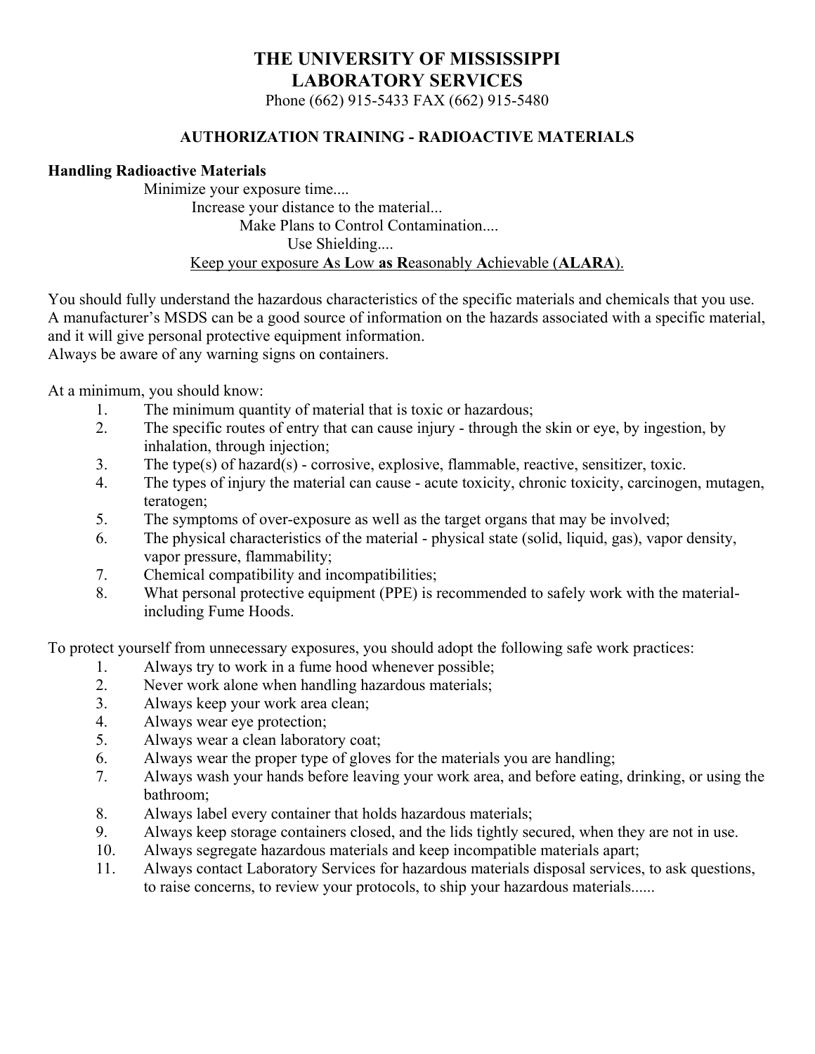# THE UNIVERSITY OF MISSISSIPPI
# LABORATORY SERVICES

Phone (662) 915-5433 FAX (662) 915-5480

## AUTHORIZATION TRAINING - RADIOACTIVE MATERIALS

### Handling Radioactive Materials

Minimize your exposure time....

Increase your distance to the material...

Make Plans to Control Contamination....

Use Shielding....

<u>Keep your exposure **A**s **L**ow **as R**easonably **A**chievable (**ALARA**).</u>

You should fully understand the hazardous characteristics of the specific materials and chemicals that you use. A manufacturer's MSDS can be a good source of information on the hazards associated with a specific material, and it will give personal protective equipment information.
Always be aware of any warning signs on containers.

At a minimum, you should know:

1. The minimum quantity of material that is toxic or hazardous;
2. The specific routes of entry that can cause injury - through the skin or eye, by ingestion, by inhalation, through injection;
3. The type(s) of hazard(s) - corrosive, explosive, flammable, reactive, sensitizer, toxic.
4. The types of injury the material can cause - acute toxicity, chronic toxicity, carcinogen, mutagen, teratogen;
5. The symptoms of over-exposure as well as the target organs that may be involved;
6. The physical characteristics of the material - physical state (solid, liquid, gas), vapor density, vapor pressure, flammability;
7. Chemical compatibility and incompatibilities;
8. What personal protective equipment (PPE) is recommended to safely work with the material- including Fume Hoods.

To protect yourself from unnecessary exposures, you should adopt the following safe work practices:

1. Always try to work in a fume hood whenever possible;
2. Never work alone when handling hazardous materials;
3. Always keep your work area clean;
4. Always wear eye protection;
5. Always wear a clean laboratory coat;
6. Always wear the proper type of gloves for the materials you are handling;
7. Always wash your hands before leaving your work area, and before eating, drinking, or using the bathroom;
8. Always label every container that holds hazardous materials;
9. Always keep storage containers closed, and the lids tightly secured, when they are not in use.
10. Always segregate hazardous materials and keep incompatible materials apart;
11. Always contact Laboratory Services for hazardous materials disposal services, to ask questions, to raise concerns, to review your protocols, to ship your hazardous materials......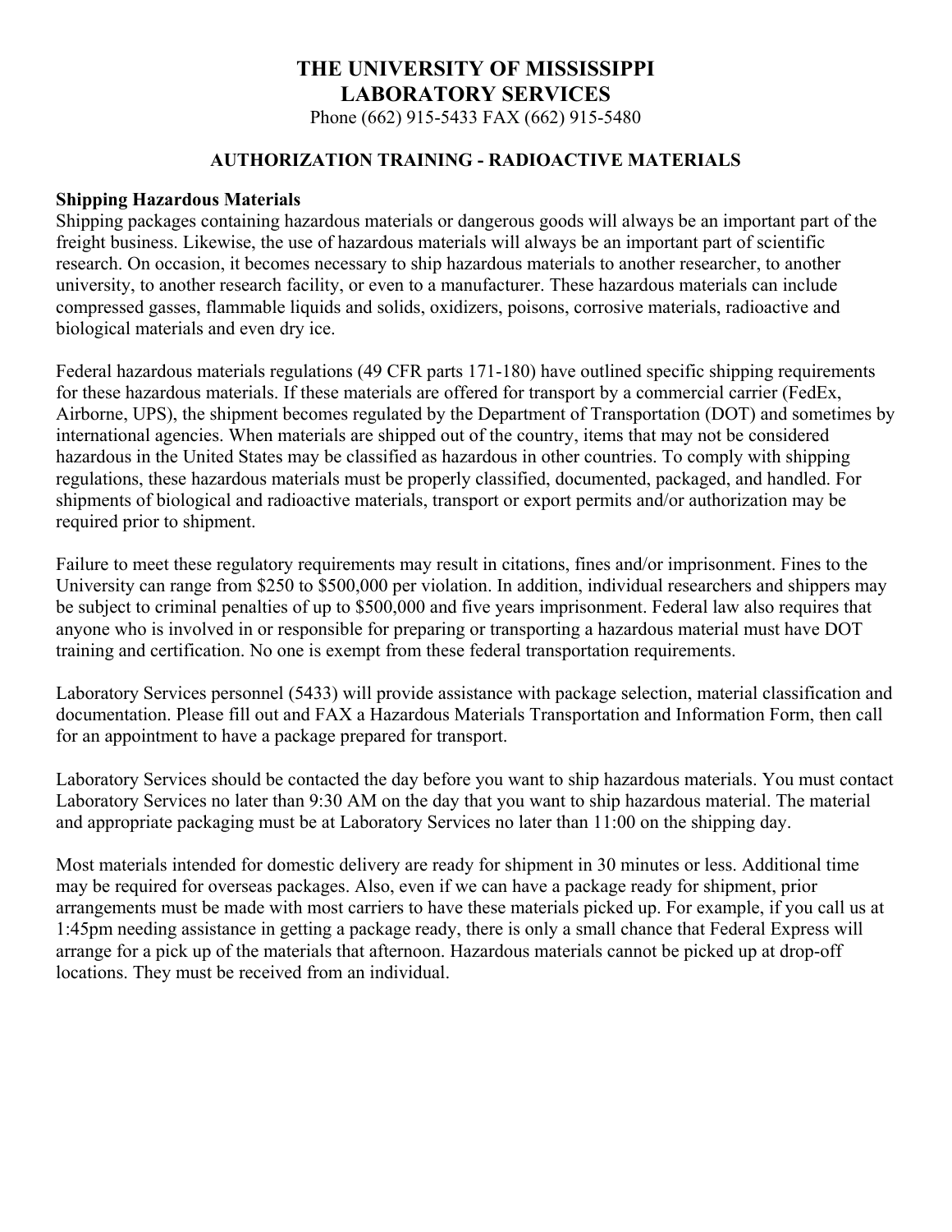# THE UNIVERSITY OF MISSISSIPPI
# LABORATORY SERVICES

Phone (662) 915-5433 FAX (662) 915-5480

## AUTHORIZATION TRAINING - RADIOACTIVE MATERIALS

### Shipping Hazardous Materials

Shipping packages containing hazardous materials or dangerous goods will always be an important part of the freight business. Likewise, the use of hazardous materials will always be an important part of scientific research. On occasion, it becomes necessary to ship hazardous materials to another researcher, to another university, to another research facility, or even to a manufacturer. These hazardous materials can include compressed gasses, flammable liquids and solids, oxidizers, poisons, corrosive materials, radioactive and biological materials and even dry ice.

Federal hazardous materials regulations (49 CFR parts 171-180) have outlined specific shipping requirements for these hazardous materials. If these materials are offered for transport by a commercial carrier (FedEx, Airborne, UPS), the shipment becomes regulated by the Department of Transportation (DOT) and sometimes by international agencies. When materials are shipped out of the country, items that may not be considered hazardous in the United States may be classified as hazardous in other countries. To comply with shipping regulations, these hazardous materials must be properly classified, documented, packaged, and handled. For shipments of biological and radioactive materials, transport or export permits and/or authorization may be required prior to shipment.

Failure to meet these regulatory requirements may result in citations, fines and/or imprisonment. Fines to the University can range from $250 to $500,000 per violation. In addition, individual researchers and shippers may be subject to criminal penalties of up to $500,000 and five years imprisonment. Federal law also requires that anyone who is involved in or responsible for preparing or transporting a hazardous material must have DOT training and certification. No one is exempt from these federal transportation requirements.

Laboratory Services personnel (5433) will provide assistance with package selection, material classification and documentation. Please fill out and FAX a Hazardous Materials Transportation and Information Form, then call for an appointment to have a package prepared for transport.

Laboratory Services should be contacted the day before you want to ship hazardous materials. You must contact Laboratory Services no later than 9:30 AM on the day that you want to ship hazardous material. The material and appropriate packaging must be at Laboratory Services no later than 11:00 on the shipping day.

Most materials intended for domestic delivery are ready for shipment in 30 minutes or less. Additional time may be required for overseas packages. Also, even if we can have a package ready for shipment, prior arrangements must be made with most carriers to have these materials picked up. For example, if you call us at 1:45pm needing assistance in getting a package ready, there is only a small chance that Federal Express will arrange for a pick up of the materials that afternoon. Hazardous materials cannot be picked up at drop-off locations. They must be received from an individual.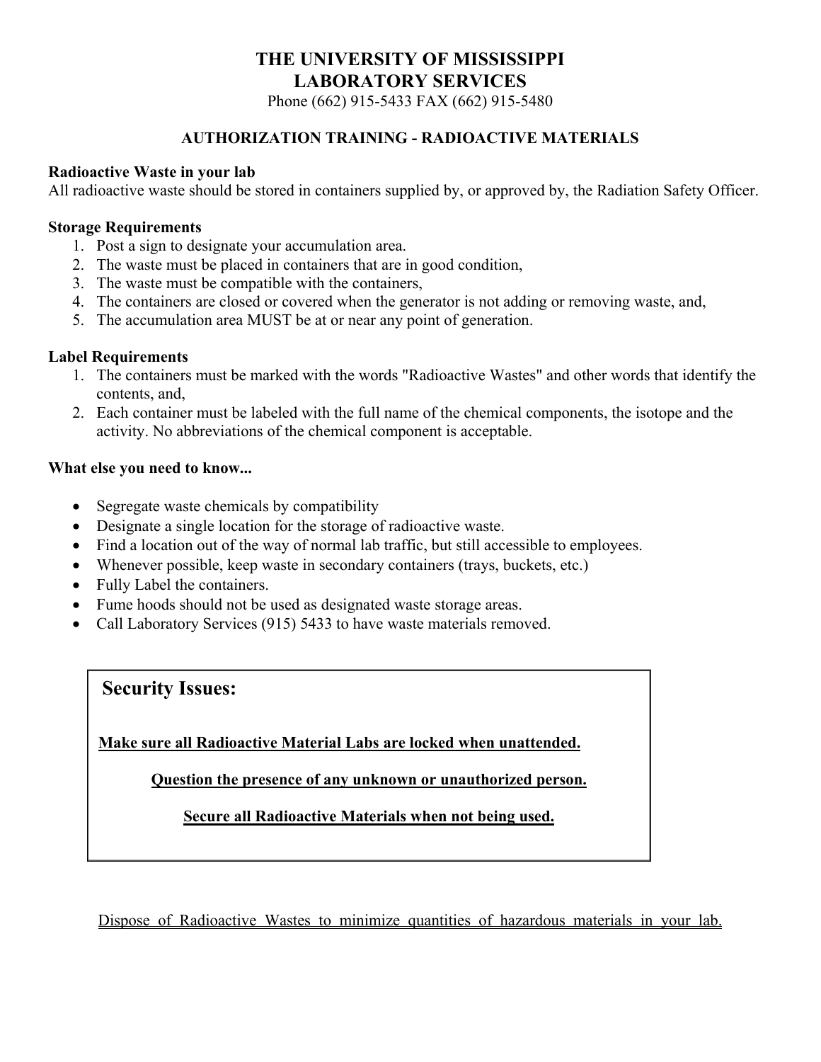# THE UNIVERSITY OF MISSISSIPPI
# LABORATORY SERVICES

Phone (662) 915-5433 FAX (662) 915-5480

## AUTHORIZATION TRAINING - RADIOACTIVE MATERIALS

**Radioactive Waste in your lab**

All radioactive waste should be stored in containers supplied by, or approved by, the Radiation Safety Officer.

**Storage Requirements**

1. Post a sign to designate your accumulation area.
2. The waste must be placed in containers that are in good condition,
3. The waste must be compatible with the containers,
4. The containers are closed or covered when the generator is not adding or removing waste, and,
5. The accumulation area MUST be at or near any point of generation.

**Label Requirements**

1. The containers must be marked with the words "Radioactive Wastes" and other words that identify the contents, and,
2. Each container must be labeled with the full name of the chemical components, the isotope and the activity. No abbreviations of the chemical component is acceptable.

**What else you need to know...**

- Segregate waste chemicals by compatibility
- Designate a single location for the storage of radioactive waste.
- Find a location out of the way of normal lab traffic, but still accessible to employees.
- Whenever possible, keep waste in secondary containers (trays, buckets, etc.)
- Fully Label the containers.
- Fume hoods should not be used as designated waste storage areas.
- Call Laboratory Services (915) 5433 to have waste materials removed.

**Security Issues:**

**Make sure all Radioactive Material Labs are locked when unattended.**

**Question the presence of any unknown or unauthorized person.**

**Secure all Radioactive Materials when not being used.**

Dispose of Radioactive Wastes to minimize quantities of hazardous materials in your lab.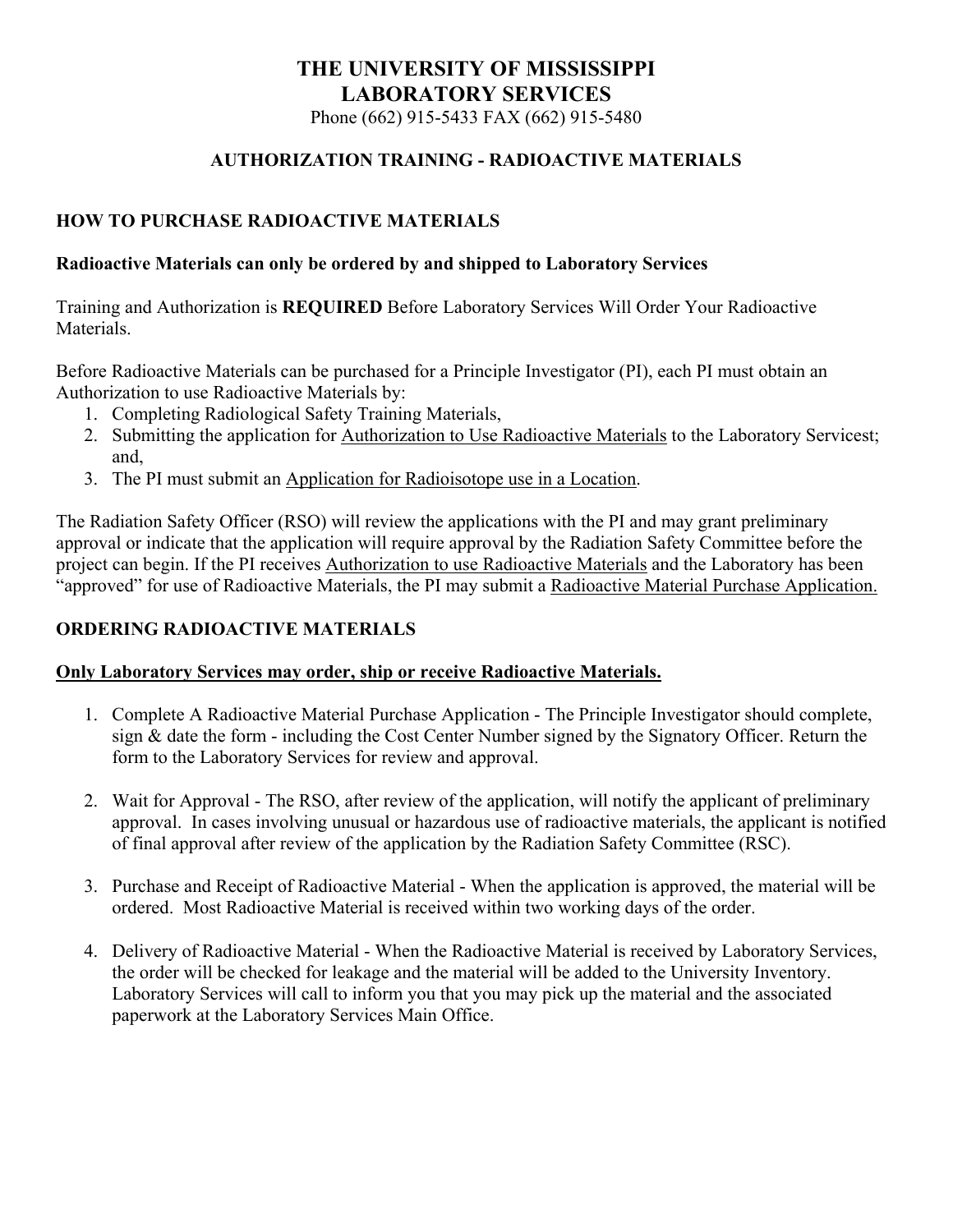# THE UNIVERSITY OF MISSISSIPPI
# LABORATORY SERVICES

Phone (662) 915-5433 FAX (662) 915-5480

## AUTHORIZATION TRAINING - RADIOACTIVE MATERIALS

### HOW TO PURCHASE RADIOACTIVE MATERIALS

**Radioactive Materials can only be ordered by and shipped to Laboratory Services**

Training and Authorization is **REQUIRED** Before Laboratory Services Will Order Your Radioactive Materials.

Before Radioactive Materials can be purchased for a Principle Investigator (PI), each PI must obtain an Authorization to use Radioactive Materials by:

1. Completing Radiological Safety Training Materials,
2. Submitting the application for Authorization to Use Radioactive Materials to the Laboratory Servicest; and,
3. The PI must submit an Application for Radioisotope use in a Location.

The Radiation Safety Officer (RSO) will review the applications with the PI and may grant preliminary approval or indicate that the application will require approval by the Radiation Safety Committee before the project can begin. If the PI receives Authorization to use Radioactive Materials and the Laboratory has been "approved" for use of Radioactive Materials, the PI may submit a Radioactive Material Purchase Application.

### ORDERING RADIOACTIVE MATERIALS

**Only Laboratory Services may order, ship or receive Radioactive Materials.**

1. Complete A Radioactive Material Purchase Application - The Principle Investigator should complete, sign & date the form - including the Cost Center Number signed by the Signatory Officer. Return the form to the Laboratory Services for review and approval.

2. Wait for Approval - The RSO, after review of the application, will notify the applicant of preliminary approval. In cases involving unusual or hazardous use of radioactive materials, the applicant is notified of final approval after review of the application by the Radiation Safety Committee (RSC).

3. Purchase and Receipt of Radioactive Material - When the application is approved, the material will be ordered. Most Radioactive Material is received within two working days of the order.

4. Delivery of Radioactive Material - When the Radioactive Material is received by Laboratory Services, the order will be checked for leakage and the material will be added to the University Inventory. Laboratory Services will call to inform you that you may pick up the material and the associated paperwork at the Laboratory Services Main Office.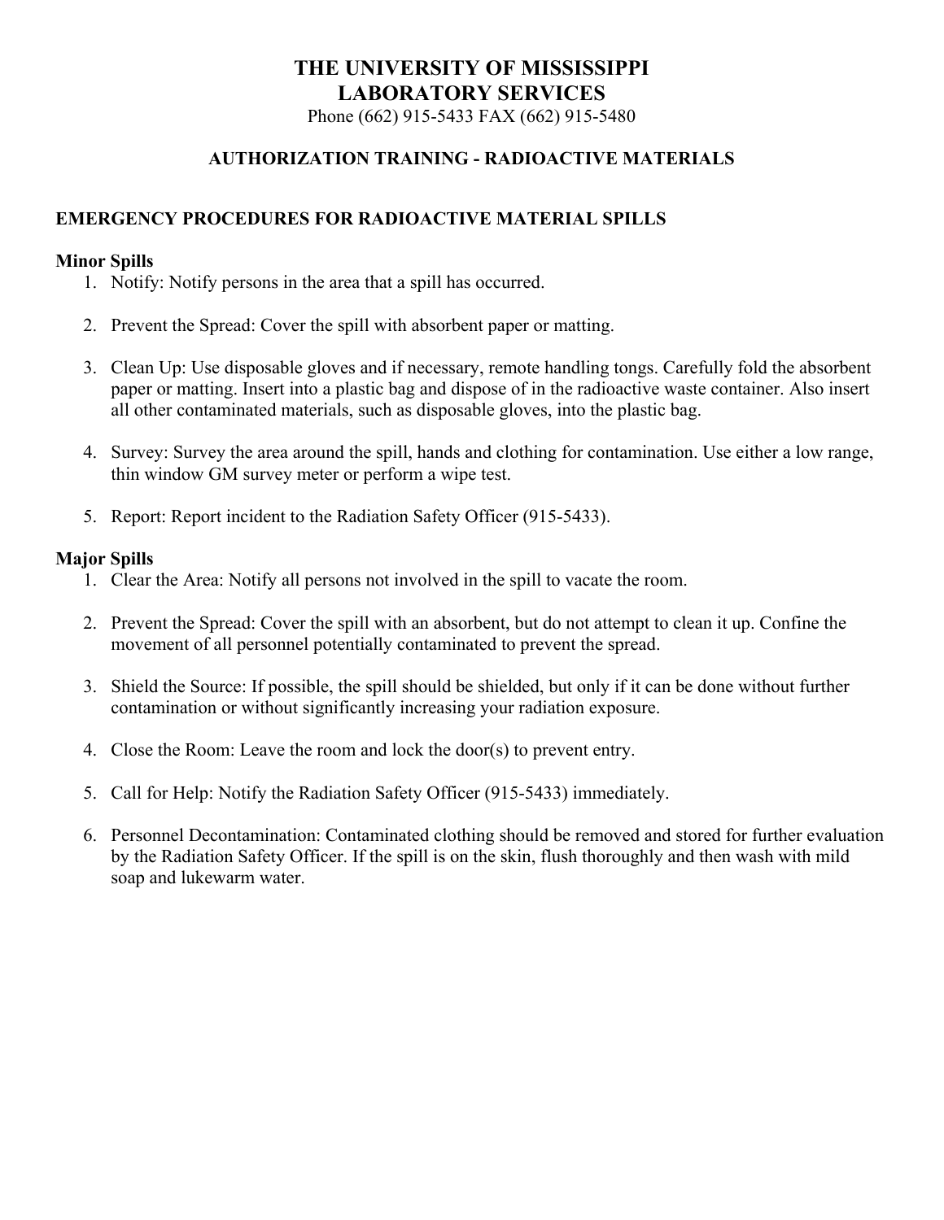# THE UNIVERSITY OF MISSISSIPPI
# LABORATORY SERVICES

Phone (662) 915-5433 FAX (662) 915-5480

## AUTHORIZATION TRAINING - RADIOACTIVE MATERIALS

### EMERGENCY PROCEDURES FOR RADIOACTIVE MATERIAL SPILLS

**Minor Spills**

1. Notify: Notify persons in the area that a spill has occurred.

2. Prevent the Spread: Cover the spill with absorbent paper or matting.

3. Clean Up: Use disposable gloves and if necessary, remote handling tongs. Carefully fold the absorbent paper or matting. Insert into a plastic bag and dispose of in the radioactive waste container. Also insert all other contaminated materials, such as disposable gloves, into the plastic bag.

4. Survey: Survey the area around the spill, hands and clothing for contamination. Use either a low range, thin window GM survey meter or perform a wipe test.

5. Report: Report incident to the Radiation Safety Officer (915-5433).

**Major Spills**

1. Clear the Area: Notify all persons not involved in the spill to vacate the room.

2. Prevent the Spread: Cover the spill with an absorbent, but do not attempt to clean it up. Confine the movement of all personnel potentially contaminated to prevent the spread.

3. Shield the Source: If possible, the spill should be shielded, but only if it can be done without further contamination or without significantly increasing your radiation exposure.

4. Close the Room: Leave the room and lock the door(s) to prevent entry.

5. Call for Help: Notify the Radiation Safety Officer (915-5433) immediately.

6. Personnel Decontamination: Contaminated clothing should be removed and stored for further evaluation by the Radiation Safety Officer. If the spill is on the skin, flush thoroughly and then wash with mild soap and lukewarm water.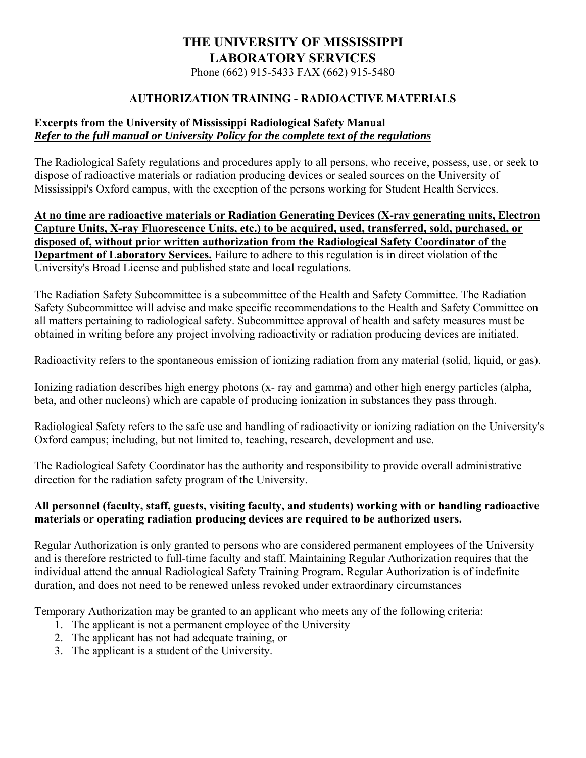# THE UNIVERSITY OF MISSISSIPPI
# LABORATORY SERVICES

Phone (662) 915-5433 FAX (662) 915-5480

## AUTHORIZATION TRAINING - RADIOACTIVE MATERIALS

**Excerpts from the University of Mississippi Radiological Safety Manual**
***Refer to the full manual or University Policy for the complete text of the regulations***

The Radiological Safety regulations and procedures apply to all persons, who receive, possess, use, or seek to dispose of radioactive materials or radiation producing devices or sealed sources on the University of Mississippi's Oxford campus, with the exception of the persons working for Student Health Services.

**At no time are radioactive materials or Radiation Generating Devices (X-ray generating units, Electron Capture Units, X-ray Fluorescence Units, etc.) to be acquired, used, transferred, sold, purchased, or disposed of, without prior written authorization from the Radiological Safety Coordinator of the Department of Laboratory Services.** Failure to adhere to this regulation is in direct violation of the University's Broad License and published state and local regulations.

The Radiation Safety Subcommittee is a subcommittee of the Health and Safety Committee. The Radiation Safety Subcommittee will advise and make specific recommendations to the Health and Safety Committee on all matters pertaining to radiological safety. Subcommittee approval of health and safety measures must be obtained in writing before any project involving radioactivity or radiation producing devices are initiated.

Radioactivity refers to the spontaneous emission of ionizing radiation from any material (solid, liquid, or gas).

Ionizing radiation describes high energy photons (x- ray and gamma) and other high energy particles (alpha, beta, and other nucleons) which are capable of producing ionization in substances they pass through.

Radiological Safety refers to the safe use and handling of radioactivity or ionizing radiation on the University's Oxford campus; including, but not limited to, teaching, research, development and use.

The Radiological Safety Coordinator has the authority and responsibility to provide overall administrative direction for the radiation safety program of the University.

**All personnel (faculty, staff, guests, visiting faculty, and students) working with or handling radioactive materials or operating radiation producing devices are required to be authorized users.**

Regular Authorization is only granted to persons who are considered permanent employees of the University and is therefore restricted to full-time faculty and staff. Maintaining Regular Authorization requires that the individual attend the annual Radiological Safety Training Program. Regular Authorization is of indefinite duration, and does not need to be renewed unless revoked under extraordinary circumstances

Temporary Authorization may be granted to an applicant who meets any of the following criteria:

1. The applicant is not a permanent employee of the University
2. The applicant has not had adequate training, or
3. The applicant is a student of the University.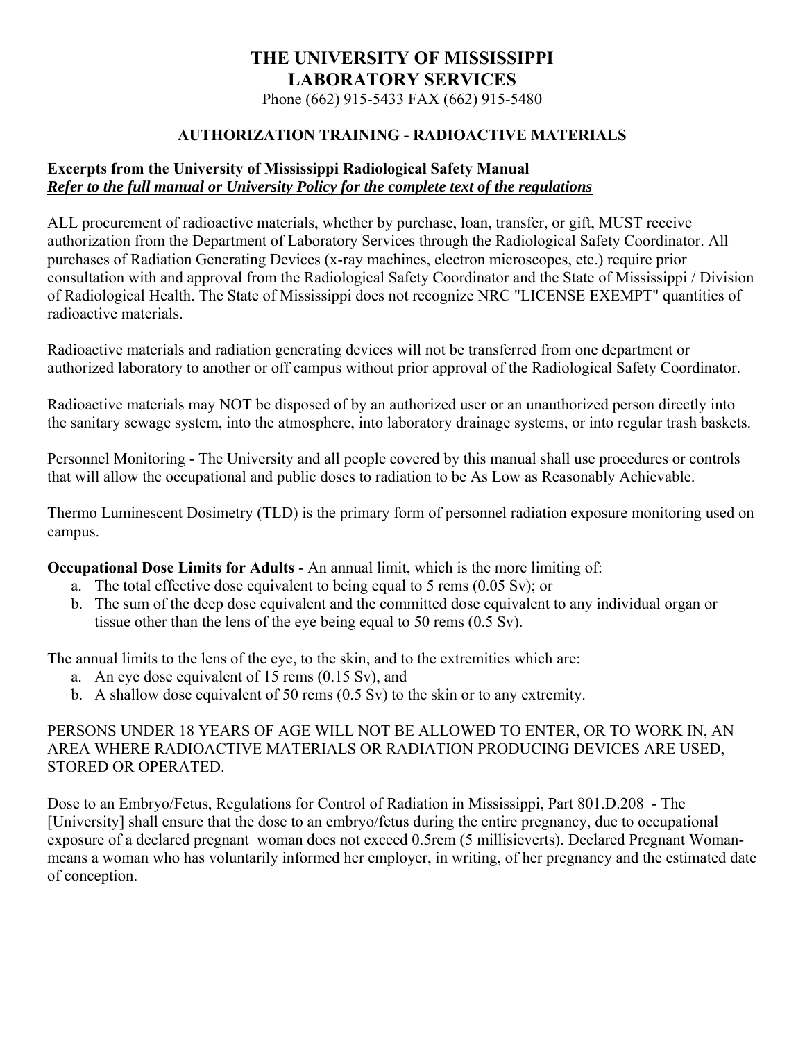# THE UNIVERSITY OF MISSISSIPPI
# LABORATORY SERVICES

Phone (662) 915-5433 FAX (662) 915-5480

## AUTHORIZATION TRAINING - RADIOACTIVE MATERIALS

**Excerpts from the University of Mississippi Radiological Safety Manual**
***Refer to the full manual or University Policy for the complete text of the regulations***

ALL procurement of radioactive materials, whether by purchase, loan, transfer, or gift, MUST receive authorization from the Department of Laboratory Services through the Radiological Safety Coordinator. All purchases of Radiation Generating Devices (x-ray machines, electron microscopes, etc.) require prior consultation with and approval from the Radiological Safety Coordinator and the State of Mississippi / Division of Radiological Health. The State of Mississippi does not recognize NRC "LICENSE EXEMPT" quantities of radioactive materials.

Radioactive materials and radiation generating devices will not be transferred from one department or authorized laboratory to another or off campus without prior approval of the Radiological Safety Coordinator.

Radioactive materials may NOT be disposed of by an authorized user or an unauthorized person directly into the sanitary sewage system, into the atmosphere, into laboratory drainage systems, or into regular trash baskets.

Personnel Monitoring - The University and all people covered by this manual shall use procedures or controls that will allow the occupational and public doses to radiation to be As Low as Reasonably Achievable.

Thermo Luminescent Dosimetry (TLD) is the primary form of personnel radiation exposure monitoring used on campus.

**Occupational Dose Limits for Adults** - An annual limit, which is the more limiting of:

a. The total effective dose equivalent to being equal to 5 rems (0.05 Sv); or
b. The sum of the deep dose equivalent and the committed dose equivalent to any individual organ or tissue other than the lens of the eye being equal to 50 rems (0.5 Sv).

The annual limits to the lens of the eye, to the skin, and to the extremities which are:

a. An eye dose equivalent of 15 rems (0.15 Sv), and
b. A shallow dose equivalent of 50 rems (0.5 Sv) to the skin or to any extremity.

PERSONS UNDER 18 YEARS OF AGE WILL NOT BE ALLOWED TO ENTER, OR TO WORK IN, AN AREA WHERE RADIOACTIVE MATERIALS OR RADIATION PRODUCING DEVICES ARE USED, STORED OR OPERATED.

Dose to an Embryo/Fetus, Regulations for Control of Radiation in Mississippi, Part 801.D.208 - The [University] shall ensure that the dose to an embryo/fetus during the entire pregnancy, due to occupational exposure of a declared pregnant woman does not exceed 0.5rem (5 millisieverts). Declared Pregnant Woman- means a woman who has voluntarily informed her employer, in writing, of her pregnancy and the estimated date of conception.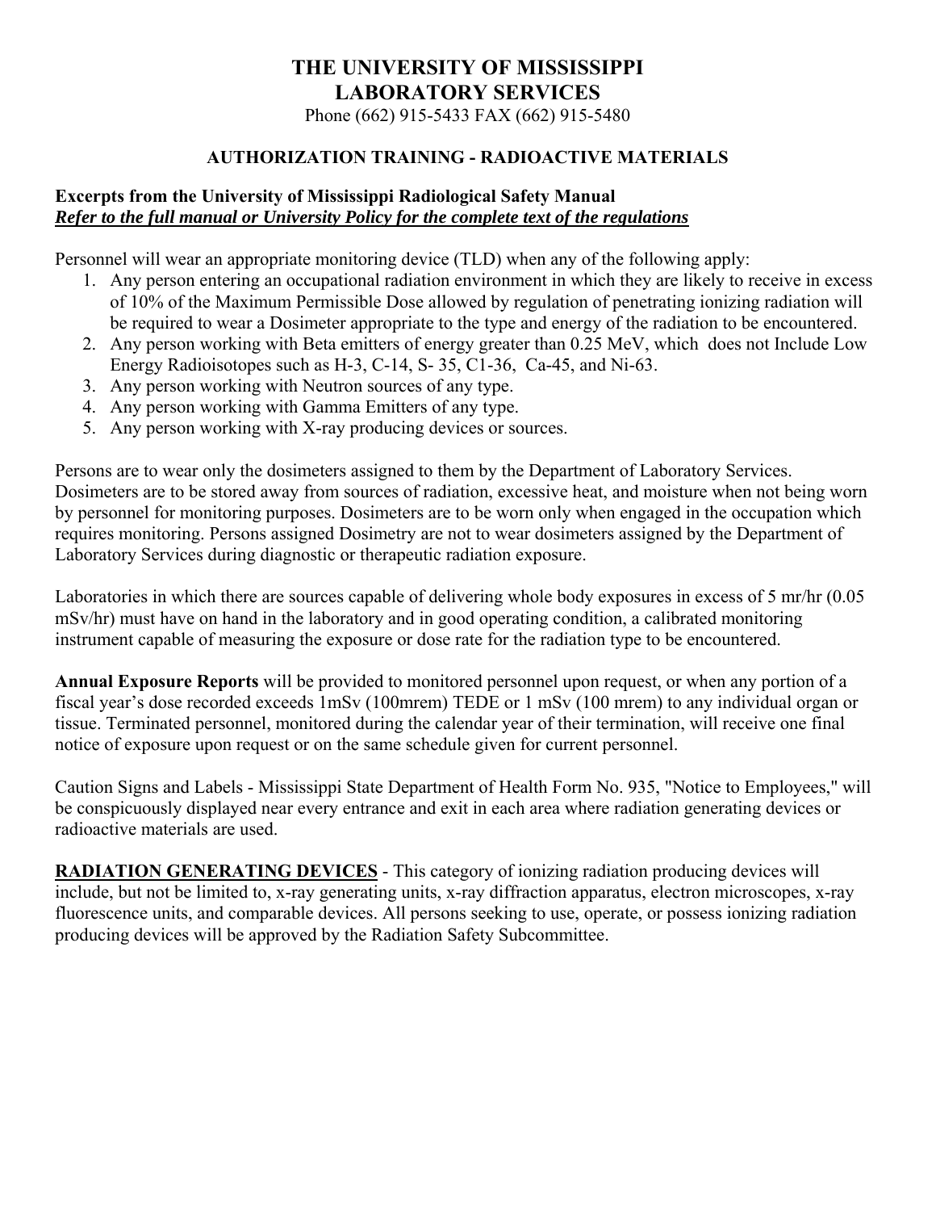# THE UNIVERSITY OF MISSISSIPPI
# LABORATORY SERVICES

Phone (662) 915-5433 FAX (662) 915-5480

## AUTHORIZATION TRAINING - RADIOACTIVE MATERIALS

**Excerpts from the University of Mississippi Radiological Safety Manual**
***Refer to the full manual or University Policy for the complete text of the regulations***

Personnel will wear an appropriate monitoring device (TLD) when any of the following apply:

1. Any person entering an occupational radiation environment in which they are likely to receive in excess of 10% of the Maximum Permissible Dose allowed by regulation of penetrating ionizing radiation will be required to wear a Dosimeter appropriate to the type and energy of the radiation to be encountered.
2. Any person working with Beta emitters of energy greater than 0.25 MeV, which does not Include Low Energy Radioisotopes such as H-3, C-14, S- 35, C1-36, Ca-45, and Ni-63.
3. Any person working with Neutron sources of any type.
4. Any person working with Gamma Emitters of any type.
5. Any person working with X-ray producing devices or sources.

Persons are to wear only the dosimeters assigned to them by the Department of Laboratory Services. Dosimeters are to be stored away from sources of radiation, excessive heat, and moisture when not being worn by personnel for monitoring purposes. Dosimeters are to be worn only when engaged in the occupation which requires monitoring. Persons assigned Dosimetry are not to wear dosimeters assigned by the Department of Laboratory Services during diagnostic or therapeutic radiation exposure.

Laboratories in which there are sources capable of delivering whole body exposures in excess of 5 mr/hr (0.05 mSv/hr) must have on hand in the laboratory and in good operating condition, a calibrated monitoring instrument capable of measuring the exposure or dose rate for the radiation type to be encountered.

**Annual Exposure Reports** will be provided to monitored personnel upon request, or when any portion of a fiscal year's dose recorded exceeds 1mSv (100mrem) TEDE or 1 mSv (100 mrem) to any individual organ or tissue. Terminated personnel, monitored during the calendar year of their termination, will receive one final notice of exposure upon request or on the same schedule given for current personnel.

Caution Signs and Labels - Mississippi State Department of Health Form No. 935, "Notice to Employees," will be conspicuously displayed near every entrance and exit in each area where radiation generating devices or radioactive materials are used.

**RADIATION GENERATING DEVICES** - This category of ionizing radiation producing devices will include, but not be limited to, x-ray generating units, x-ray diffraction apparatus, electron microscopes, x-ray fluorescence units, and comparable devices. All persons seeking to use, operate, or possess ionizing radiation producing devices will be approved by the Radiation Safety Subcommittee.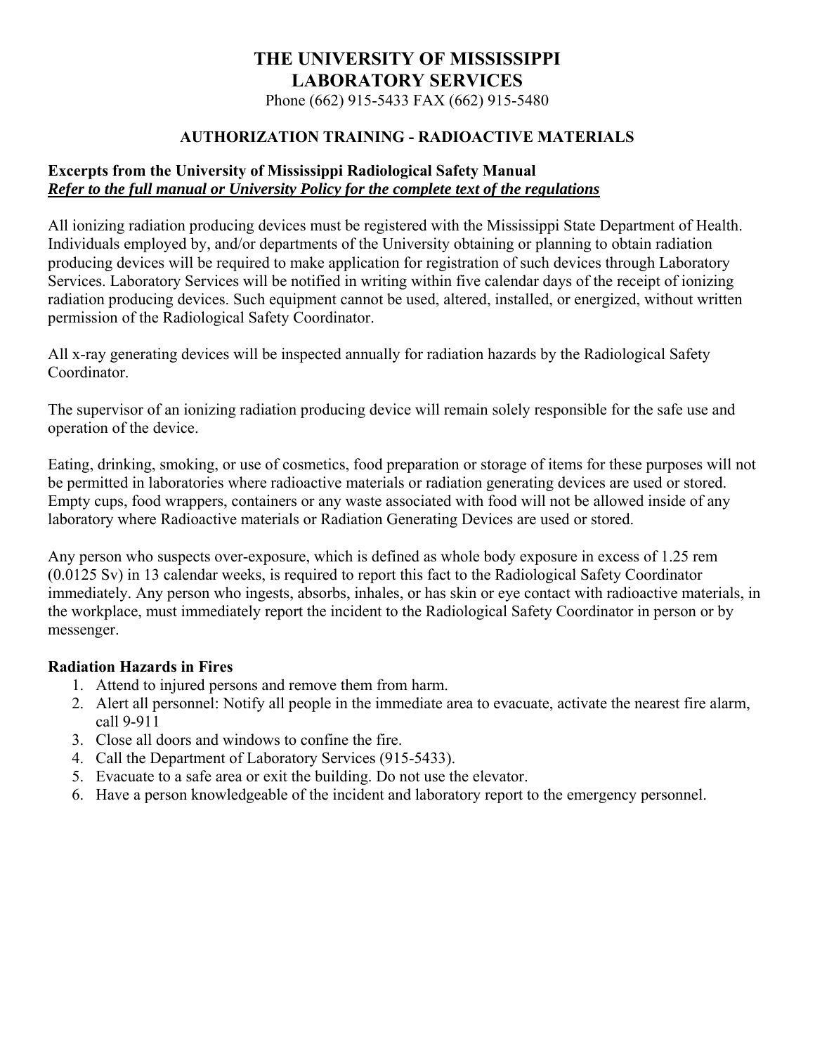# THE UNIVERSITY OF MISSISSIPPI
# LABORATORY SERVICES

Phone (662) 915-5433 FAX (662) 915-5480

## AUTHORIZATION TRAINING - RADIOACTIVE MATERIALS

**Excerpts from the University of Mississippi Radiological Safety Manual**
***Refer to the full manual or University Policy for the complete text of the regulations***

All ionizing radiation producing devices must be registered with the Mississippi State Department of Health. Individuals employed by, and/or departments of the University obtaining or planning to obtain radiation producing devices will be required to make application for registration of such devices through Laboratory Services. Laboratory Services will be notified in writing within five calendar days of the receipt of ionizing radiation producing devices. Such equipment cannot be used, altered, installed, or energized, without written permission of the Radiological Safety Coordinator.

All x-ray generating devices will be inspected annually for radiation hazards by the Radiological Safety Coordinator.

The supervisor of an ionizing radiation producing device will remain solely responsible for the safe use and operation of the device.

Eating, drinking, smoking, or use of cosmetics, food preparation or storage of items for these purposes will not be permitted in laboratories where radioactive materials or radiation generating devices are used or stored. Empty cups, food wrappers, containers or any waste associated with food will not be allowed inside of any laboratory where Radioactive materials or Radiation Generating Devices are used or stored.

Any person who suspects over-exposure, which is defined as whole body exposure in excess of 1.25 rem (0.0125 Sv) in 13 calendar weeks, is required to report this fact to the Radiological Safety Coordinator immediately. Any person who ingests, absorbs, inhales, or has skin or eye contact with radioactive materials, in the workplace, must immediately report the incident to the Radiological Safety Coordinator in person or by messenger.

### Radiation Hazards in Fires

1. Attend to injured persons and remove them from harm.
2. Alert all personnel: Notify all people in the immediate area to evacuate, activate the nearest fire alarm, call 9-911
3. Close all doors and windows to confine the fire.
4. Call the Department of Laboratory Services (915-5433).
5. Evacuate to a safe area or exit the building. Do not use the elevator.
6. Have a person knowledgeable of the incident and laboratory report to the emergency personnel.